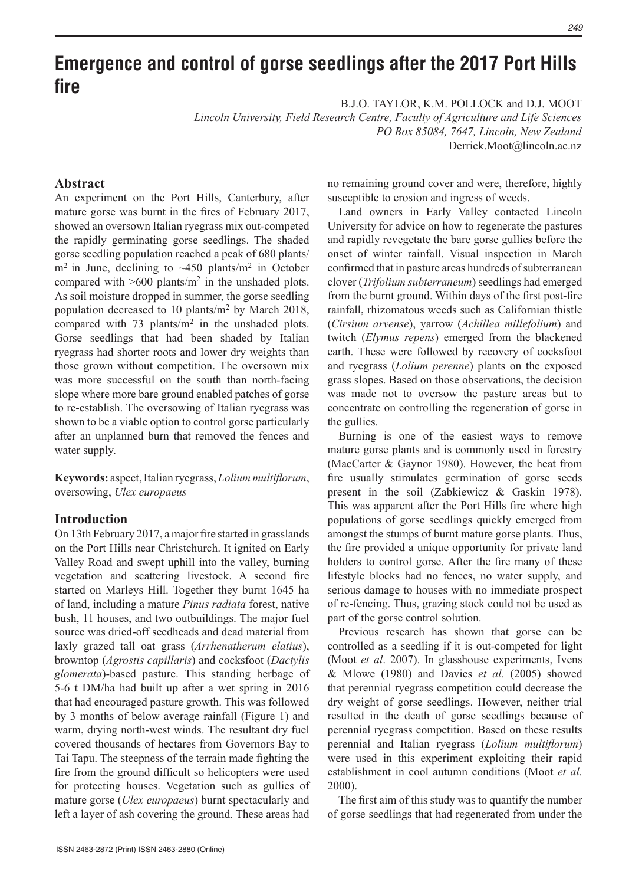# Emergence and control of gorse seedlings after the 2017 Port Hills fire

B.J.O. TAYLOR, K.M. POLLOCK and D.J. MOOT

*Lincoln University, Field Research Centre, Faculty of Agriculture and Life Sciences*
*PO Box 85084, 7647, Lincoln, New Zealand*
Derrick.Moot@lincoln.ac.nz

## Abstract

An experiment on the Port Hills, Canterbury, after mature gorse was burnt in the fires of February 2017, showed an oversown Italian ryegrass mix out-competed the rapidly germinating gorse seedlings. The shaded gorse seedling population reached a peak of 680 plants/m$^2$ in June, declining to ~450 plants/m$^2$ in October compared with >600 plants/m$^2$ in the unshaded plots. As soil moisture dropped in summer, the gorse seedling population decreased to 10 plants/m$^2$ by March 2018, compared with 73 plants/m$^2$ in the unshaded plots. Gorse seedlings that had been shaded by Italian ryegrass had shorter roots and lower dry weights than those grown without competition. The oversown mix was more successful on the south than north-facing slope where more bare ground enabled patches of gorse to re-establish. The oversowing of Italian ryegrass was shown to be a viable option to control gorse particularly after an unplanned burn that removed the fences and water supply.

**Keywords:** aspect, Italian ryegrass, *Lolium multiflorum*, oversowing, *Ulex europaeus*

## Introduction

On 13th February 2017, a major fire started in grasslands on the Port Hills near Christchurch. It ignited on Early Valley Road and swept uphill into the valley, burning vegetation and scattering livestock. A second fire started on Marleys Hill. Together they burnt 1645 ha of land, including a mature *Pinus radiata* forest, native bush, 11 houses, and two outbuildings. The major fuel source was dried-off seedheads and dead material from laxly grazed tall oat grass (*Arrhenatherum elatius*), browntop (*Agrostis capillaris*) and cocksfoot (*Dactylis glomerata*)-based pasture. This standing herbage of 5-6 t DM/ha had built up after a wet spring in 2016 that had encouraged pasture growth. This was followed by 3 months of below average rainfall (Figure 1) and warm, drying north-west winds. The resultant dry fuel covered thousands of hectares from Governors Bay to Tai Tapu. The steepness of the terrain made fighting the fire from the ground difficult so helicopters were used for protecting houses. Vegetation such as gullies of mature gorse (*Ulex europaeus*) burnt spectacularly and left a layer of ash covering the ground. These areas had no remaining ground cover and were, therefore, highly susceptible to erosion and ingress of weeds.

Land owners in Early Valley contacted Lincoln University for advice on how to regenerate the pastures and rapidly revegetate the bare gorse gullies before the onset of winter rainfall. Visual inspection in March confirmed that in pasture areas hundreds of subterranean clover (*Trifolium subterraneum*) seedlings had emerged from the burnt ground. Within days of the first post-fire rainfall, rhizomatous weeds such as Californian thistle (*Cirsium arvense*), yarrow (*Achillea millefolium*) and twitch (*Elymus repens*) emerged from the blackened earth. These were followed by recovery of cocksfoot and ryegrass (*Lolium perenne*) plants on the exposed grass slopes. Based on those observations, the decision was made not to oversow the pasture areas but to concentrate on controlling the regeneration of gorse in the gullies.

Burning is one of the easiest ways to remove mature gorse plants and is commonly used in forestry (MacCarter & Gaynor 1980). However, the heat from fire usually stimulates germination of gorse seeds present in the soil (Zabkiewicz & Gaskin 1978). This was apparent after the Port Hills fire where high populations of gorse seedlings quickly emerged from amongst the stumps of burnt mature gorse plants. Thus, the fire provided a unique opportunity for private land holders to control gorse. After the fire many of these lifestyle blocks had no fences, no water supply, and serious damage to houses with no immediate prospect of re-fencing. Thus, grazing stock could not be used as part of the gorse control solution.

Previous research has shown that gorse can be controlled as a seedling if it is out-competed for light (Moot *et al*. 2007). In glasshouse experiments, Ivens & Mlowe (1980) and Davies *et al.* (2005) showed that perennial ryegrass competition could decrease the dry weight of gorse seedlings. However, neither trial resulted in the death of gorse seedlings because of perennial ryegrass competition. Based on these results perennial and Italian ryegrass (*Lolium multiflorum*) were used in this experiment exploiting their rapid establishment in cool autumn conditions (Moot *et al.* 2000).

The first aim of this study was to quantify the number of gorse seedlings that had regenerated from under the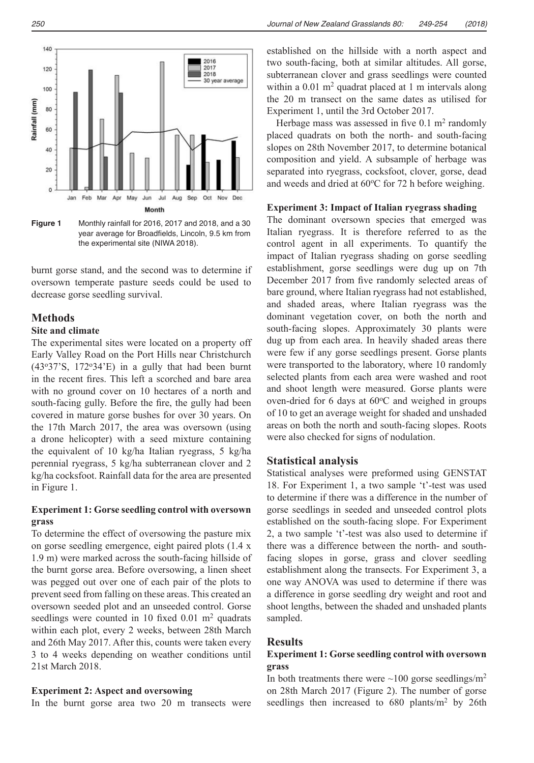Figure 1 Monthly rainfall for 2016, 2017 and 2018, and a 30 year average for Broadfields, Lincoln, 9.5 km from the experimental site (NIWA 2018).

burnt gorse stand, and the second was to determine if oversown temperate pasture seeds could be used to decrease gorse seedling survival.

## Methods

### Site and climate

The experimental sites were located on a property off Early Valley Road on the Port Hills near Christchurch (43°37'S, 172°34'E) in a gully that had been burnt in the recent fires. This left a scorched and bare area with no ground cover on 10 hectares of a north and south-facing gully. Before the fire, the gully had been covered in mature gorse bushes for over 30 years. On the 17th March 2017, the area was oversown (using a drone helicopter) with a seed mixture containing the equivalent of 10 kg/ha Italian ryegrass, 5 kg/ha perennial ryegrass, 5 kg/ha subterranean clover and 2 kg/ha cocksfoot. Rainfall data for the area are presented in Figure 1.

### Experiment 1: Gorse seedling control with oversown grass

To determine the effect of oversowing the pasture mix on gorse seedling emergence, eight paired plots (1.4 x 1.9 m) were marked across the south-facing hillside of the burnt gorse area. Before oversowing, a linen sheet was pegged out over one of each pair of the plots to prevent seed from falling on these areas. This created an oversown seeded plot and an unseeded control. Gorse seedlings were counted in 10 fixed 0.01 $m^2$ quadrats within each plot, every 2 weeks, between 28th March and 26th May 2017. After this, counts were taken every 3 to 4 weeks depending on weather conditions until 21st March 2018.

### Experiment 2: Aspect and oversowing

In the burnt gorse area two 20 m transects were established on the hillside with a north aspect and two south-facing, both at similar altitudes. All gorse, subterranean clover and grass seedlings were counted within a 0.01 $m^2$ quadrat placed at 1 m intervals along the 20 m transect on the same dates as utilised for Experiment 1, until the 3rd October 2017.

Herbage mass was assessed in five 0.1 $m^2$ randomly placed quadrats on both the north- and south-facing slopes on 28th November 2017, to determine botanical composition and yield. A subsample of herbage was separated into ryegrass, cocksfoot, clover, gorse, dead and weeds and dried at 60°C for 72 h before weighing.

### Experiment 3: Impact of Italian ryegrass shading

The dominant oversown species that emerged was Italian ryegrass. It is therefore referred to as the control agent in all experiments. To quantify the impact of Italian ryegrass shading on gorse seedling establishment, gorse seedlings were dug up on 7th December 2017 from five randomly selected areas of bare ground, where Italian ryegrass had not established, and shaded areas, where Italian ryegrass was the dominant vegetation cover, on both the north and south-facing slopes. Approximately 30 plants were dug up from each area. In heavily shaded areas there were few if any gorse seedlings present. Gorse plants were transported to the laboratory, where 10 randomly selected plants from each area were washed and root and shoot length were measured. Gorse plants were oven-dried for 6 days at 60°C and weighed in groups of 10 to get an average weight for shaded and unshaded areas on both the north and south-facing slopes. Roots were also checked for signs of nodulation.

## Statistical analysis

Statistical analyses were preformed using GENSTAT 18. For Experiment 1, a two sample 't'-test was used to determine if there was a difference in the number of gorse seedlings in seeded and unseeded control plots established on the south-facing slope. For Experiment 2, a two sample 't'-test was also used to determine if there was a difference between the north- and south-facing slopes in gorse, grass and clover seedling establishment along the transects. For Experiment 3, a one way ANOVA was used to determine if there was a difference in gorse seedling dry weight and root and shoot lengths, between the shaded and unshaded plants sampled.

## Results

### Experiment 1: Gorse seedling control with oversown grass

In both treatments there were ~100 gorse seedlings/$m^2$ on 28th March 2017 (Figure 2). The number of gorse seedlings then increased to 680 plants/$m^2$ by 26th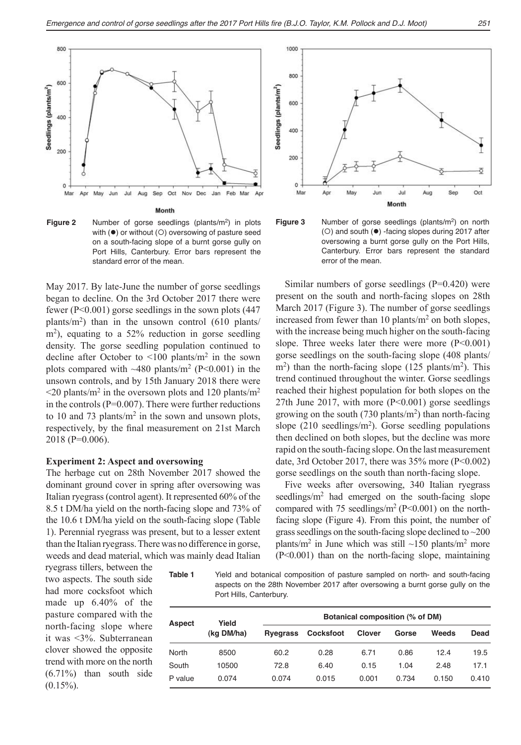**Figure 2** Number of gorse seedlings (plants/m²) in plots with (●) or without (○) oversowing of pasture seed on a south-facing slope of a burnt gorse gully on Port Hills, Canterbury. Error bars represent the standard error of the mean.

**Figure 3** Number of gorse seedlings (plants/m²) on north (○) and south (●) -facing slopes during 2017 after oversowing a burnt gorse gully on the Port Hills, Canterbury. Error bars represent the standard error of the mean.

May 2017. By late-June the number of gorse seedlings began to decline. On the 3rd October 2017 there were fewer ($P<0.001$) gorse seedlings in the sown plots (447 plants/m²) than in the unsown control (610 plants/m²), equating to a 52% reduction in gorse seedling density. The gorse seedling population continued to decline after October to <100 plants/m² in the sown plots compared with ~480 plants/m² ($P<0.001$) in the unsown controls, and by 15th January 2018 there were <20 plants/m² in the oversown plots and 120 plants/m² in the controls ($P=0.007$). There were further reductions to 10 and 73 plants/m² in the sown and unsown plots, respectively, by the final measurement on 21st March 2018 ($P=0.006$).

### Experiment 2: Aspect and oversowing

The herbage cut on 28th November 2017 showed the dominant ground cover in spring after oversowing was Italian ryegrass (control agent). It represented 60% of the 8.5 t DM/ha yield on the north-facing slope and 73% of the 10.6 t DM/ha yield on the south-facing slope (Table 1). Perennial ryegrass was present, but to a lesser extent than the Italian ryegrass. There was no difference in gorse, weeds and dead material, which was mainly dead Italian ryegrass tillers, between the two aspects. The south side had more cocksfoot which made up 6.40% of the pasture compared with the north-facing slope where it was <3%. Subterranean clover showed the opposite trend with more on the north (6.71%) than south side (0.15%).

Similar numbers of gorse seedlings ($P=0.420$) were present on the south and north-facing slopes on 28th March 2017 (Figure 3). The number of gorse seedlings increased from fewer than 10 plants/m² on both slopes, with the increase being much higher on the south-facing slope. Three weeks later there were more ($P<0.001$) gorse seedlings on the south-facing slope (408 plants/m²) than the north-facing slope (125 plants/m²). This trend continued throughout the winter. Gorse seedlings reached their highest population for both slopes on the 27th June 2017, with more ($P<0.001$) gorse seedlings growing on the south (730 plants/m²) than north-facing slope (210 seedlings/m²). Gorse seedling populations then declined on both slopes, but the decline was more rapid on the south-facing slope. On the last measurement date, 3rd October 2017, there was 35% more ($P<0.002$) gorse seedlings on the south than north-facing slope.

Five weeks after oversowing, 340 Italian ryegrass seedlings/m² had emerged on the south-facing slope compared with 75 seedlings/m² ($P<0.001$) on the north-facing slope (Figure 4). From this point, the number of grass seedlings on the south-facing slope declined to ~200 plants/m² in June which was still ~150 plants/m² more ($P<0.001$) than on the north-facing slope, maintaining

**Table 1** Yield and botanical composition of pasture sampled on north- and south-facing aspects on the 28th November 2017 after oversowing a burnt gorse gully on the Port Hills, Canterbury.

| Aspect | Yield (kg DM/ha) | Botanical composition (% of DM) | | | | | |
|---|---|---|---|---|---|---|---|
| | | Ryegrass | Cocksfoot | Clover | Gorse | Weeds | Dead |
| North | 8500 | 60.2 | 0.28 | 6.71 | 0.86 | 12.4 | 19.5 |
| South | 10500 | 72.8 | 6.40 | 0.15 | 1.04 | 2.48 | 17.1 |
| P value | 0.074 | 0.074 | 0.015 | 0.001 | 0.734 | 0.150 | 0.410 |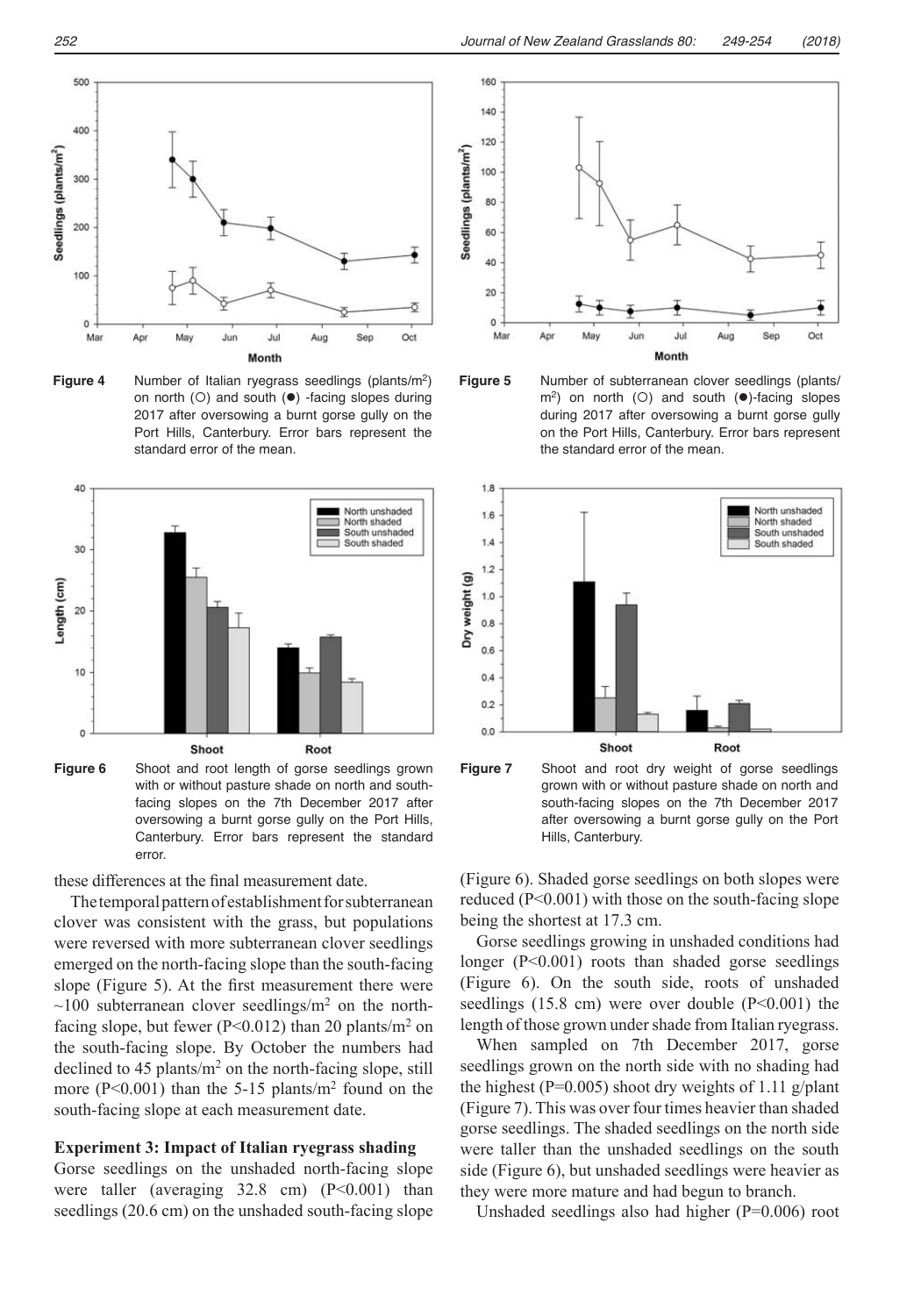**Figure 4** Number of Italian ryegrass seedlings (plants/m$^2$) on north (○) and south (●) -facing slopes during 2017 after oversowing a burnt gorse gully on the Port Hills, Canterbury. Error bars represent the standard error of the mean.

**Figure 5** Number of subterranean clover seedlings (plants/m$^2$) on north (○) and south (●)-facing slopes during 2017 after oversowing a burnt gorse gully on the Port Hills, Canterbury. Error bars represent the standard error of the mean.

**Figure 6** Shoot and root length of gorse seedlings grown with or without pasture shade on north and south-facing slopes on the 7th December 2017 after oversowing a burnt gorse gully on the Port Hills, Canterbury. Error bars represent the standard error.

**Figure 7** Shoot and root dry weight of gorse seedlings grown with or without pasture shade on north and south-facing slopes on the 7th December 2017 after oversowing a burnt gorse gully on the Port Hills, Canterbury.

these differences at the final measurement date.

The temporal pattern of establishment for subterranean clover was consistent with the grass, but populations were reversed with more subterranean clover seedlings emerged on the north-facing slope than the south-facing slope (Figure 5). At the first measurement there were ~100 subterranean clover seedlings/m$^2$ on the north-facing slope, but fewer ($P<0.012$) than 20 plants/m$^2$ on the south-facing slope. By October the numbers had declined to 45 plants/m$^2$ on the north-facing slope, still more ($P<0.001$) than the 5-15 plants/m$^2$ found on the south-facing slope at each measurement date.

### Experiment 3: Impact of Italian ryegrass shading

Gorse seedlings on the unshaded north-facing slope were taller (averaging 32.8 cm) ($P<0.001$) than seedlings (20.6 cm) on the unshaded south-facing slope (Figure 6). Shaded gorse seedlings on both slopes were reduced ($P<0.001$) with those on the south-facing slope being the shortest at 17.3 cm.

Gorse seedlings growing in unshaded conditions had longer ($P<0.001$) roots than shaded gorse seedlings (Figure 6). On the south side, roots of unshaded seedlings (15.8 cm) were over double ($P<0.001$) the length of those grown under shade from Italian ryegrass.

When sampled on 7th December 2017, gorse seedlings grown on the north side with no shading had the highest ($P=0.005$) shoot dry weights of 1.11 g/plant (Figure 7). This was over four times heavier than shaded gorse seedlings. The shaded seedlings on the north side were taller than the unshaded seedlings on the south side (Figure 6), but unshaded seedlings were heavier as they were more mature and had begun to branch.

Unshaded seedlings also had higher ($P=0.006$) root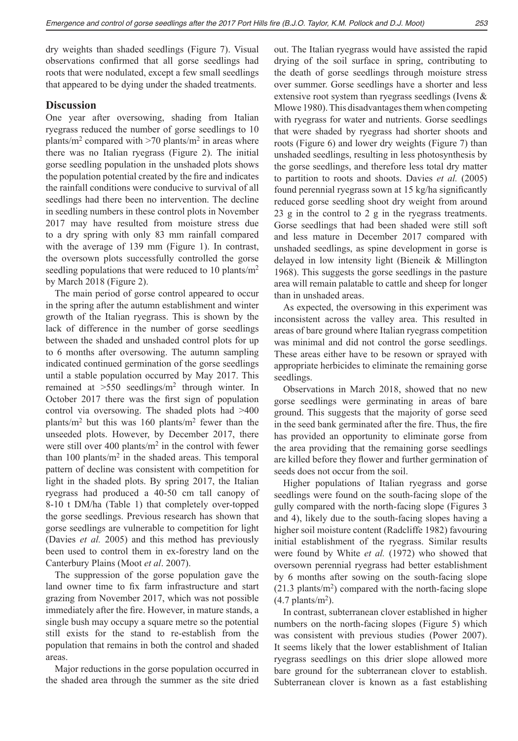dry weights than shaded seedlings (Figure 7). Visual observations confirmed that all gorse seedlings had roots that were nodulated, except a few small seedlings that appeared to be dying under the shaded treatments.

## Discussion

One year after oversowing, shading from Italian ryegrass reduced the number of gorse seedlings to 10 plants/m$^2$ compared with >70 plants/m$^2$ in areas where there was no Italian ryegrass (Figure 2). The initial gorse seedling population in the unshaded plots shows the population potential created by the fire and indicates the rainfall conditions were conducive to survival of all seedlings had there been no intervention. The decline in seedling numbers in these control plots in November 2017 may have resulted from moisture stress due to a dry spring with only 83 mm rainfall compared with the average of 139 mm (Figure 1). In contrast, the oversown plots successfully controlled the gorse seedling populations that were reduced to 10 plants/m$^2$ by March 2018 (Figure 2).

The main period of gorse control appeared to occur in the spring after the autumn establishment and winter growth of the Italian ryegrass. This is shown by the lack of difference in the number of gorse seedlings between the shaded and unshaded control plots for up to 6 months after oversowing. The autumn sampling indicated continued germination of the gorse seedlings until a stable population occurred by May 2017. This remained at >550 seedlings/m$^2$ through winter. In October 2017 there was the first sign of population control via oversowing. The shaded plots had >400 plants/m$^2$ but this was 160 plants/m$^2$ fewer than the unseeded plots. However, by December 2017, there were still over 400 plants/m$^2$ in the control with fewer than 100 plants/m$^2$ in the shaded areas. This temporal pattern of decline was consistent with competition for light in the shaded plots. By spring 2017, the Italian ryegrass had produced a 40-50 cm tall canopy of 8-10 t DM/ha (Table 1) that completely over-topped the gorse seedlings. Previous research has shown that gorse seedlings are vulnerable to competition for light (Davies *et al.* 2005) and this method has previously been used to control them in ex-forestry land on the Canterbury Plains (Moot *et al*. 2007).

The suppression of the gorse population gave the land owner time to fix farm infrastructure and start grazing from November 2017, which was not possible immediately after the fire. However, in mature stands, a single bush may occupy a square metre so the potential still exists for the stand to re-establish from the population that remains in both the control and shaded areas.

Major reductions in the gorse population occurred in the shaded area through the summer as the site dried out. The Italian ryegrass would have assisted the rapid drying of the soil surface in spring, contributing to the death of gorse seedlings through moisture stress over summer. Gorse seedlings have a shorter and less extensive root system than ryegrass seedlings (Ivens & Mlowe 1980). This disadvantages them when competing with ryegrass for water and nutrients. Gorse seedlings that were shaded by ryegrass had shorter shoots and roots (Figure 6) and lower dry weights (Figure 7) than unshaded seedlings, resulting in less photosynthesis by the gorse seedlings, and therefore less total dry matter to partition to roots and shoots. Davies *et al.* (2005) found perennial ryegrass sown at 15 kg/ha significantly reduced gorse seedling shoot dry weight from around 23 g in the control to 2 g in the ryegrass treatments. Gorse seedlings that had been shaded were still soft and less mature in December 2017 compared with unshaded seedlings, as spine development in gorse is delayed in low intensity light (Bieneik & Millington 1968). This suggests the gorse seedlings in the pasture area will remain palatable to cattle and sheep for longer than in unshaded areas.

As expected, the oversowing in this experiment was inconsistent across the valley area. This resulted in areas of bare ground where Italian ryegrass competition was minimal and did not control the gorse seedlings. These areas either have to be resown or sprayed with appropriate herbicides to eliminate the remaining gorse seedlings.

Observations in March 2018, showed that no new gorse seedlings were germinating in areas of bare ground. This suggests that the majority of gorse seed in the seed bank germinated after the fire. Thus, the fire has provided an opportunity to eliminate gorse from the area providing that the remaining gorse seedlings are killed before they flower and further germination of seeds does not occur from the soil.

Higher populations of Italian ryegrass and gorse seedlings were found on the south-facing slope of the gully compared with the north-facing slope (Figures 3 and 4), likely due to the south-facing slopes having a higher soil moisture content (Radcliffe 1982) favouring initial establishment of the ryegrass. Similar results were found by White *et al.* (1972) who showed that oversown perennial ryegrass had better establishment by 6 months after sowing on the south-facing slope (21.3 plants/m$^2$) compared with the north-facing slope (4.7 plants/m$^2$).

In contrast, subterranean clover established in higher numbers on the north-facing slopes (Figure 5) which was consistent with previous studies (Power 2007). It seems likely that the lower establishment of Italian ryegrass seedlings on this drier slope allowed more bare ground for the subterranean clover to establish. Subterranean clover is known as a fast establishing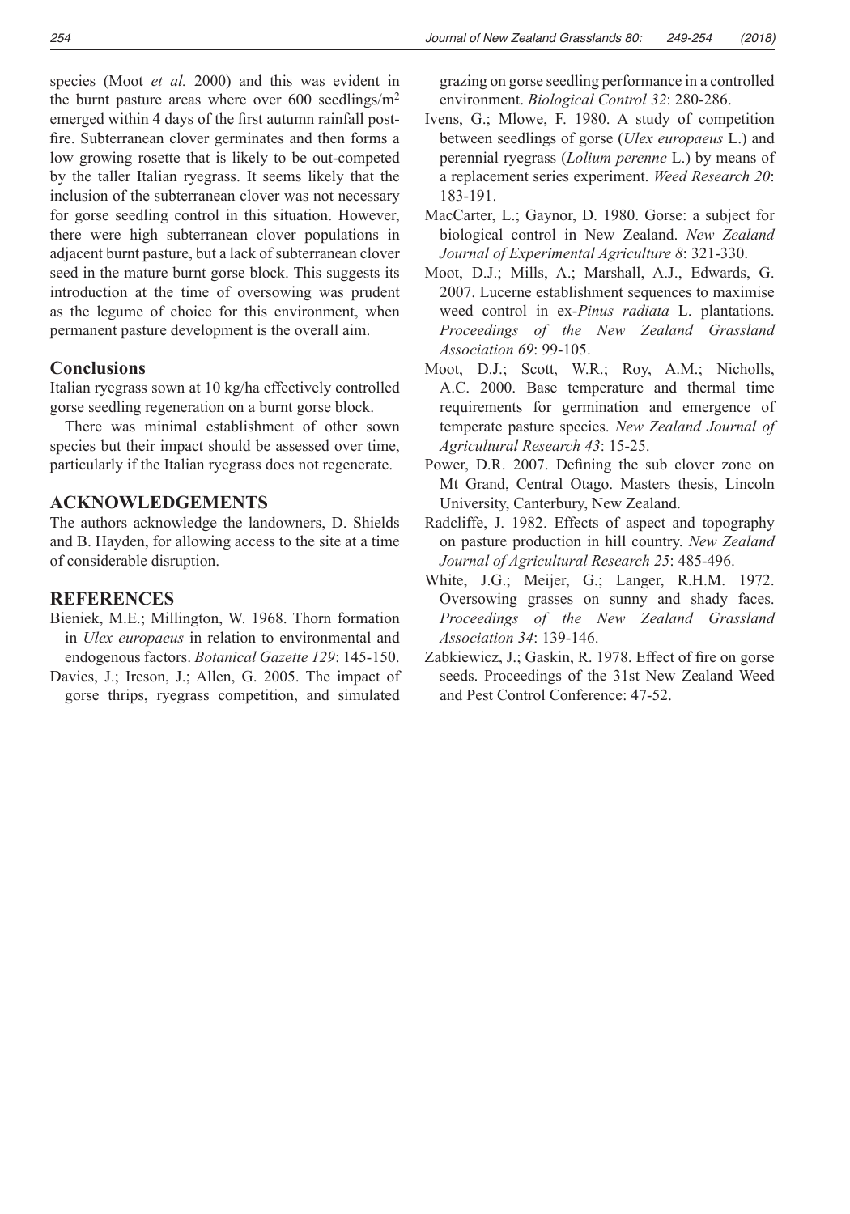species (Moot *et al.* 2000) and this was evident in the burnt pasture areas where over 600 seedlings/m$^2$ emerged within 4 days of the first autumn rainfall post-fire. Subterranean clover germinates and then forms a low growing rosette that is likely to be out-competed by the taller Italian ryegrass. It seems likely that the inclusion of the subterranean clover was not necessary for gorse seedling control in this situation. However, there were high subterranean clover populations in adjacent burnt pasture, but a lack of subterranean clover seed in the mature burnt gorse block. This suggests its introduction at the time of oversowing was prudent as the legume of choice for this environment, when permanent pasture development is the overall aim.

## Conclusions

Italian ryegrass sown at 10 kg/ha effectively controlled gorse seedling regeneration on a burnt gorse block.

There was minimal establishment of other sown species but their impact should be assessed over time, particularly if the Italian ryegrass does not regenerate.

## ACKNOWLEDGEMENTS

The authors acknowledge the landowners, D. Shields and B. Hayden, for allowing access to the site at a time of considerable disruption.

## REFERENCES

Bieniek, M.E.; Millington, W. 1968. Thorn formation in *Ulex europaeus* in relation to environmental and endogenous factors. *Botanical Gazette 129*: 145-150.

Davies, J.; Ireson, J.; Allen, G. 2005. The impact of gorse thrips, ryegrass competition, and simulated grazing on gorse seedling performance in a controlled environment. *Biological Control 32*: 280-286.

Ivens, G.; Mlowe, F. 1980. A study of competition between seedlings of gorse (*Ulex europaeus* L.) and perennial ryegrass (*Lolium perenne* L.) by means of a replacement series experiment. *Weed Research 20*: 183-191.

MacCarter, L.; Gaynor, D. 1980. Gorse: a subject for biological control in New Zealand. *New Zealand Journal of Experimental Agriculture 8*: 321-330.

Moot, D.J.; Mills, A.; Marshall, A.J., Edwards, G. 2007. Lucerne establishment sequences to maximise weed control in ex-*Pinus radiata* L. plantations. *Proceedings of the New Zealand Grassland Association 69*: 99-105.

Moot, D.J.; Scott, W.R.; Roy, A.M.; Nicholls, A.C. 2000. Base temperature and thermal time requirements for germination and emergence of temperate pasture species. *New Zealand Journal of Agricultural Research 43*: 15-25.

Power, D.R. 2007. Defining the sub clover zone on Mt Grand, Central Otago. Masters thesis, Lincoln University, Canterbury, New Zealand.

Radcliffe, J. 1982. Effects of aspect and topography on pasture production in hill country. *New Zealand Journal of Agricultural Research 25*: 485-496.

White, J.G.; Meijer, G.; Langer, R.H.M. 1972. Oversowing grasses on sunny and shady faces. *Proceedings of the New Zealand Grassland Association 34*: 139-146.

Zabkiewicz, J.; Gaskin, R. 1978. Effect of fire on gorse seeds. Proceedings of the 31st New Zealand Weed and Pest Control Conference: 47-52.